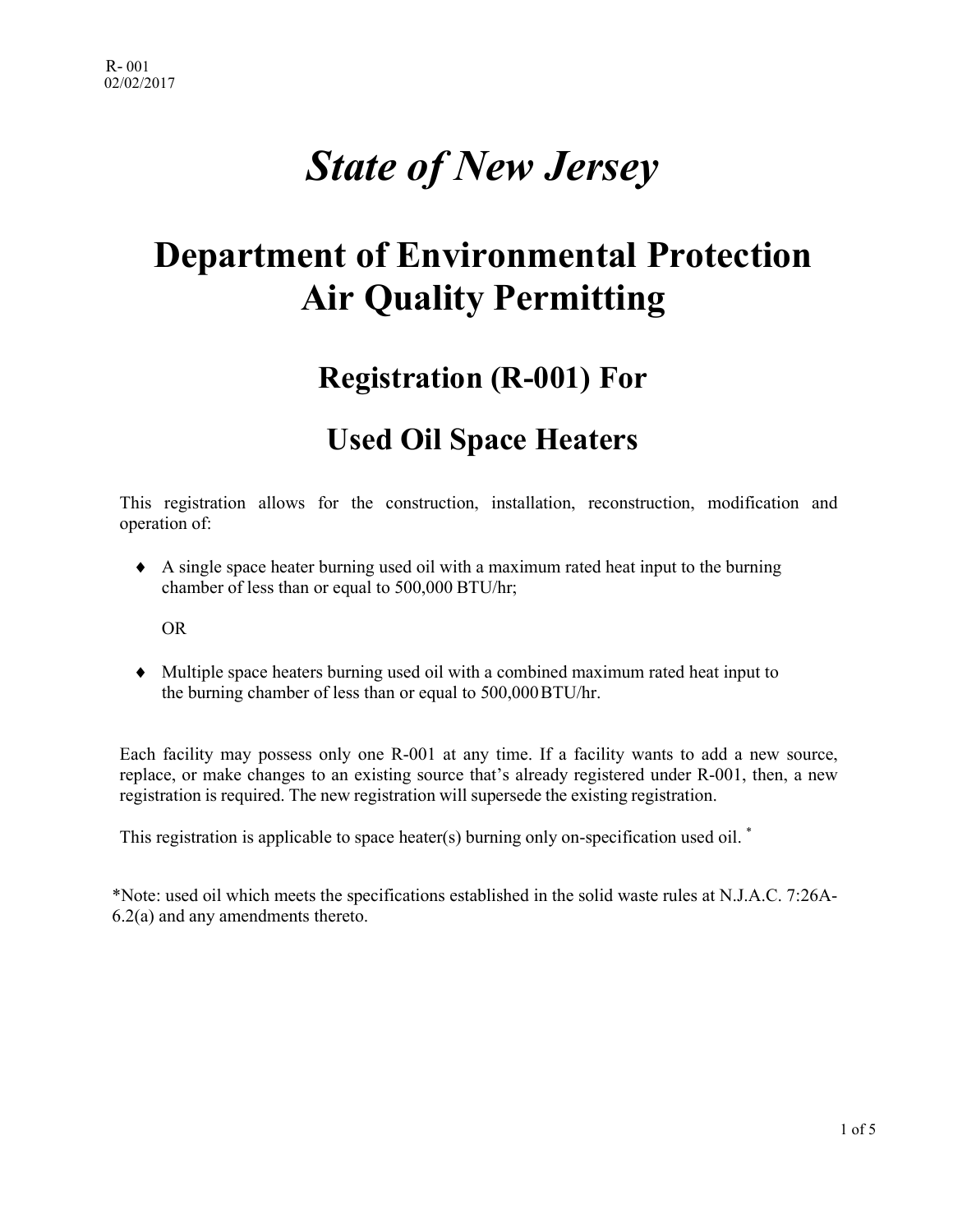# *State of New Jersey*

## Department of Environmental Protection
## Air Quality Permitting

### Registration (R-001) For

### Used Oil Space Heaters

This registration allows for the construction, installation, reconstruction, modification and operation of:

- A single space heater burning used oil with a maximum rated heat input to the burning chamber of less than or equal to 500,000 BTU/hr;

  OR

- Multiple space heaters burning used oil with a combined maximum rated heat input to the burning chamber of less than or equal to 500,000 BTU/hr.

Each facility may possess only one R-001 at any time. If a facility wants to add a new source, replace, or make changes to an existing source that's already registered under R-001, then, a new registration is required. The new registration will supersede the existing registration.

This registration is applicable to space heater(s) burning only on-specification used oil. *

*Note: used oil which meets the specifications established in the solid waste rules at N.J.A.C. 7:26A-6.2(a) and any amendments thereto.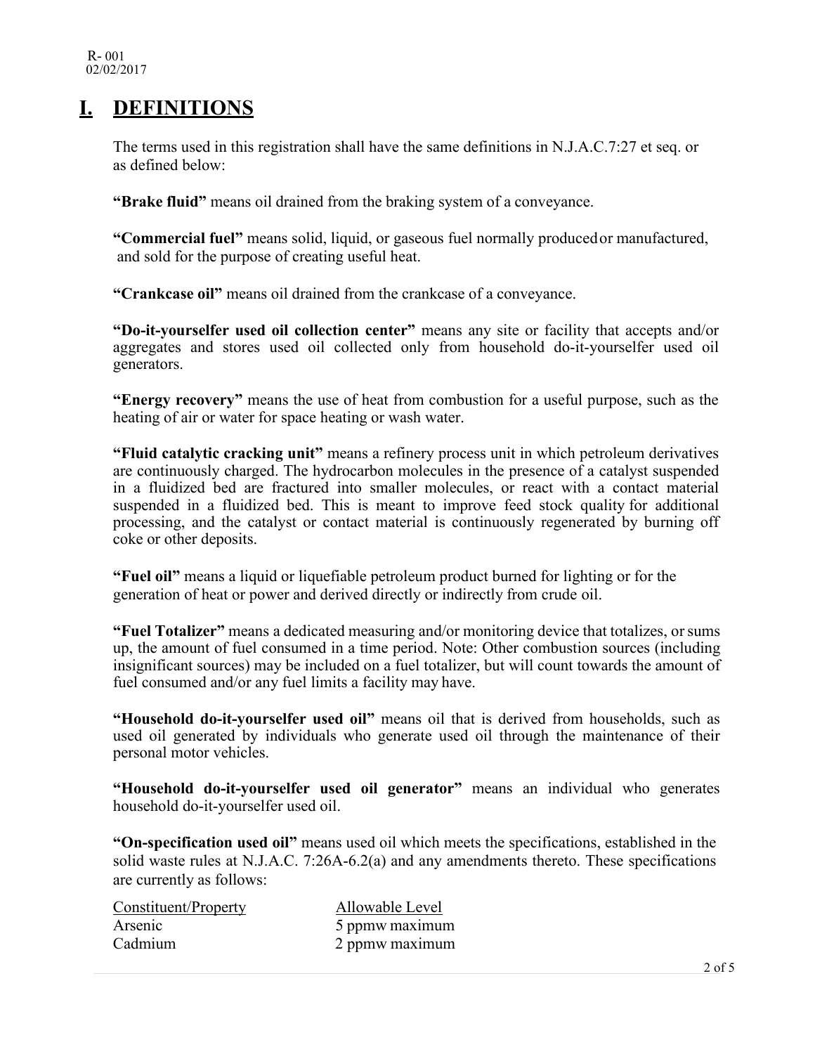# I. DEFINITIONS

The terms used in this registration shall have the same definitions in N.J.A.C.7:27 et seq. or as defined below:

**"Brake fluid"** means oil drained from the braking system of a conveyance.

**"Commercial fuel"** means solid, liquid, or gaseous fuel normally produced or manufactured, and sold for the purpose of creating useful heat.

**"Crankcase oil"** means oil drained from the crankcase of a conveyance.

**"Do-it-yourselfer used oil collection center"** means any site or facility that accepts and/or aggregates and stores used oil collected only from household do-it-yourselfer used oil generators.

**"Energy recovery"** means the use of heat from combustion for a useful purpose, such as the heating of air or water for space heating or wash water.

**"Fluid catalytic cracking unit"** means a refinery process unit in which petroleum derivatives are continuously charged. The hydrocarbon molecules in the presence of a catalyst suspended in a fluidized bed are fractured into smaller molecules, or react with a contact material suspended in a fluidized bed. This is meant to improve feed stock quality for additional processing, and the catalyst or contact material is continuously regenerated by burning off coke or other deposits.

**"Fuel oil"** means a liquid or liquefiable petroleum product burned for lighting or for the generation of heat or power and derived directly or indirectly from crude oil.

**"Fuel Totalizer"** means a dedicated measuring and/or monitoring device that totalizes, or sums up, the amount of fuel consumed in a time period. Note: Other combustion sources (including insignificant sources) may be included on a fuel totalizer, but will count towards the amount of fuel consumed and/or any fuel limits a facility may have.

**"Household do-it-yourselfer used oil"** means oil that is derived from households, such as used oil generated by individuals who generate used oil through the maintenance of their personal motor vehicles.

**"Household do-it-yourselfer used oil generator"** means an individual who generates household do-it-yourselfer used oil.

**"On-specification used oil"** means used oil which meets the specifications, established in the solid waste rules at N.J.A.C. 7:26A-6.2(a) and any amendments thereto. These specifications are currently as follows:

| Constituent/Property | Allowable Level |
|---|---|
| Arsenic | 5 ppmw maximum |
| Cadmium | 2 ppmw maximum |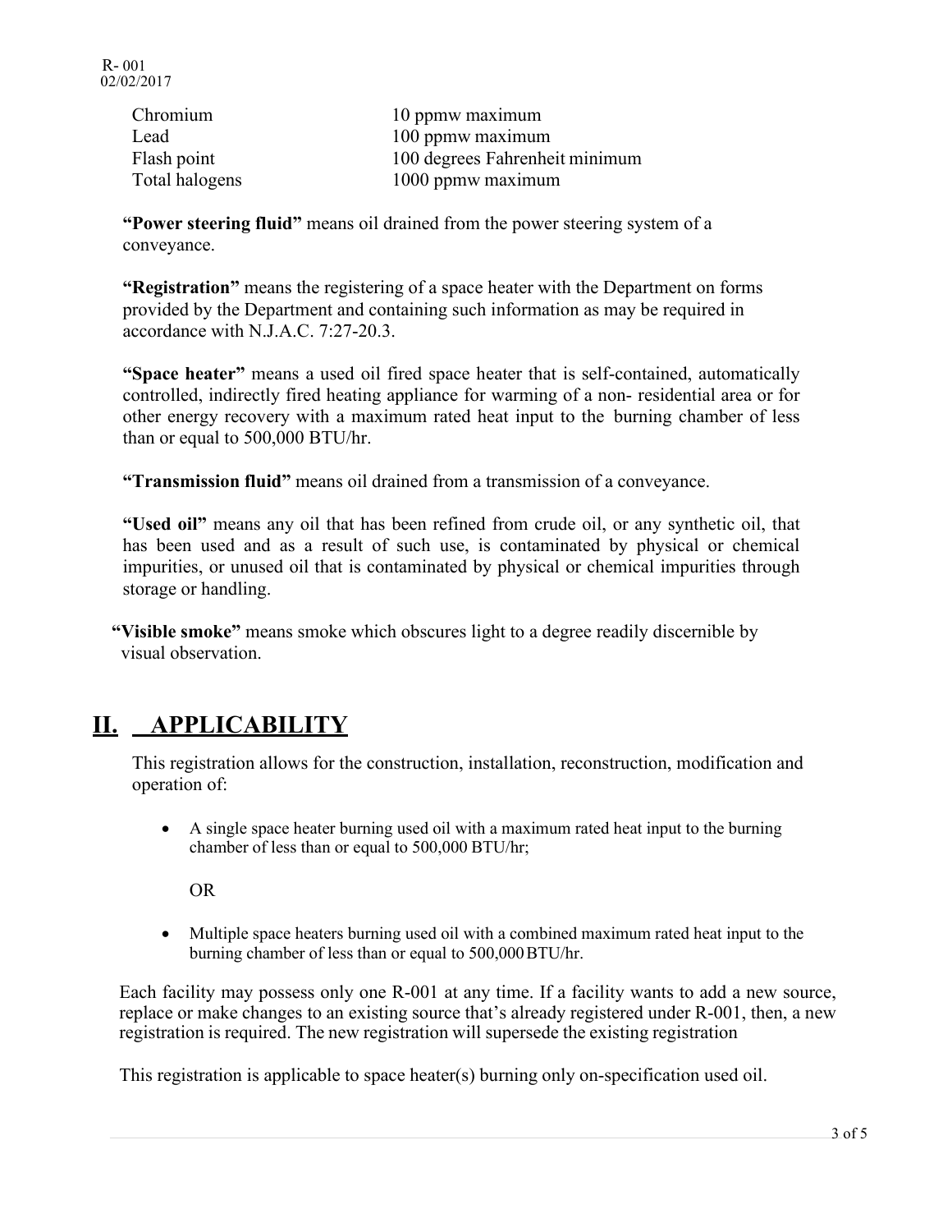| | |
|---|---|
| Chromium | 10 ppmw maximum |
| Lead | 100 ppmw maximum |
| Flash point | 100 degrees Fahrenheit minimum |
| Total halogens | 1000 ppmw maximum |

**"Power steering fluid"** means oil drained from the power steering system of a conveyance.

**"Registration"** means the registering of a space heater with the Department on forms provided by the Department and containing such information as may be required in accordance with N.J.A.C. 7:27-20.3.

**"Space heater"** means a used oil fired space heater that is self-contained, automatically controlled, indirectly fired heating appliance for warming of a non- residential area or for other energy recovery with a maximum rated heat input to the burning chamber of less than or equal to 500,000 BTU/hr.

**"Transmission fluid"** means oil drained from a transmission of a conveyance.

**"Used oil"** means any oil that has been refined from crude oil, or any synthetic oil, that has been used and as a result of such use, is contaminated by physical or chemical impurities, or unused oil that is contaminated by physical or chemical impurities through storage or handling.

**"Visible smoke"** means smoke which obscures light to a degree readily discernible by visual observation.

## II. APPLICABILITY

This registration allows for the construction, installation, reconstruction, modification and operation of:

- A single space heater burning used oil with a maximum rated heat input to the burning chamber of less than or equal to 500,000 BTU/hr;

  OR

- Multiple space heaters burning used oil with a combined maximum rated heat input to the burning chamber of less than or equal to 500,000 BTU/hr.

Each facility may possess only one R-001 at any time. If a facility wants to add a new source, replace or make changes to an existing source that's already registered under R-001, then, a new registration is required. The new registration will supersede the existing registration

This registration is applicable to space heater(s) burning only on-specification used oil.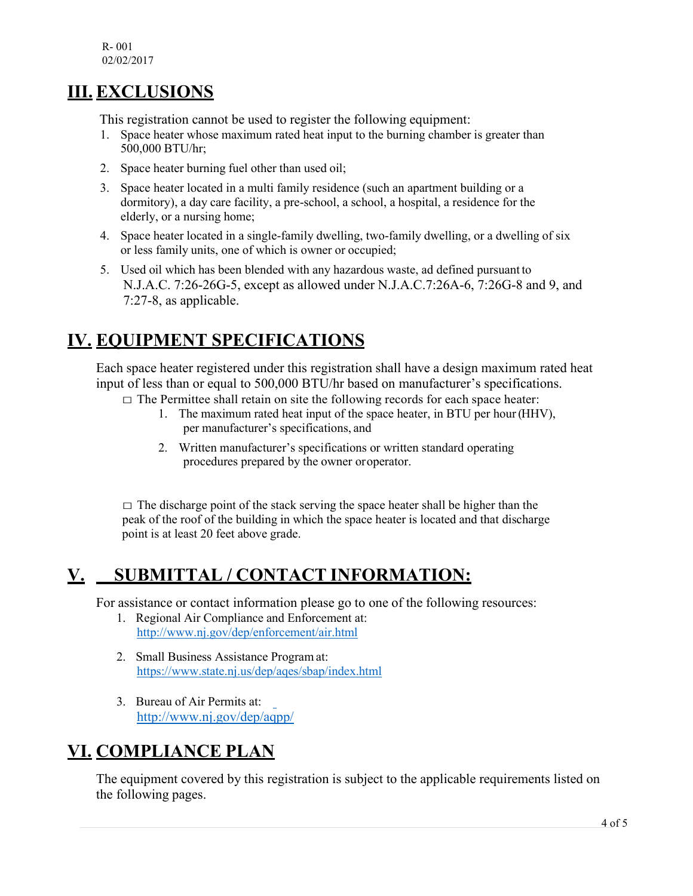## III. EXCLUSIONS

This registration cannot be used to register the following equipment:

1. Space heater whose maximum rated heat input to the burning chamber is greater than 500,000 BTU/hr;
2. Space heater burning fuel other than used oil;
3. Space heater located in a multi family residence (such an apartment building or a dormitory), a day care facility, a pre-school, a school, a hospital, a residence for the elderly, or a nursing home;
4. Space heater located in a single-family dwelling, two-family dwelling, or a dwelling of six or less family units, one of which is owner or occupied;
5. Used oil which has been blended with any hazardous waste, ad defined pursuant to N.J.A.C. 7:26-26G-5, except as allowed under N.J.A.C.7:26A-6, 7:26G-8 and 9, and 7:27-8, as applicable.

## IV. EQUIPMENT SPECIFICATIONS

Each space heater registered under this registration shall have a design maximum rated heat input of less than or equal to 500,000 BTU/hr based on manufacturer's specifications.

□ The Permittee shall retain on site the following records for each space heater:

1. The maximum rated heat input of the space heater, in BTU per hour (HHV), per manufacturer's specifications, and
2. Written manufacturer's specifications or written standard operating procedures prepared by the owner or operator.

□ The discharge point of the stack serving the space heater shall be higher than the peak of the roof of the building in which the space heater is located and that discharge point is at least 20 feet above grade.

## V. SUBMITTAL / CONTACT INFORMATION:

For assistance or contact information please go to one of the following resources:

1. Regional Air Compliance and Enforcement at: http://www.nj.gov/dep/enforcement/air.html
2. Small Business Assistance Program at: https://www.state.nj.us/dep/aqes/sbap/index.html
3. Bureau of Air Permits at: http://www.nj.gov/dep/aqpp/

## VI. COMPLIANCE PLAN

The equipment covered by this registration is subject to the applicable requirements listed on the following pages.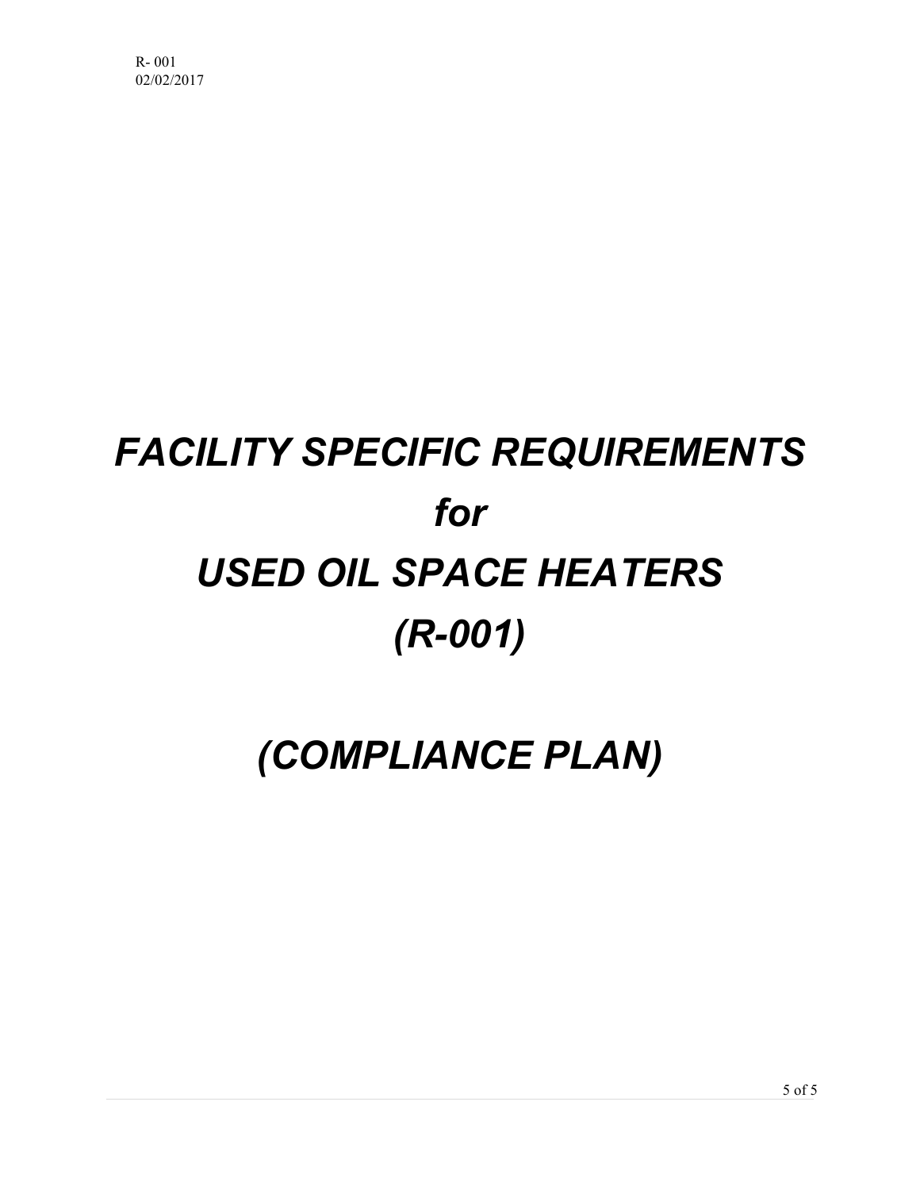# *FACILITY SPECIFIC REQUIREMENTS*

# *for*

# *USED OIL SPACE HEATERS*

# *(R-001)*

# *(COMPLIANCE PLAN)*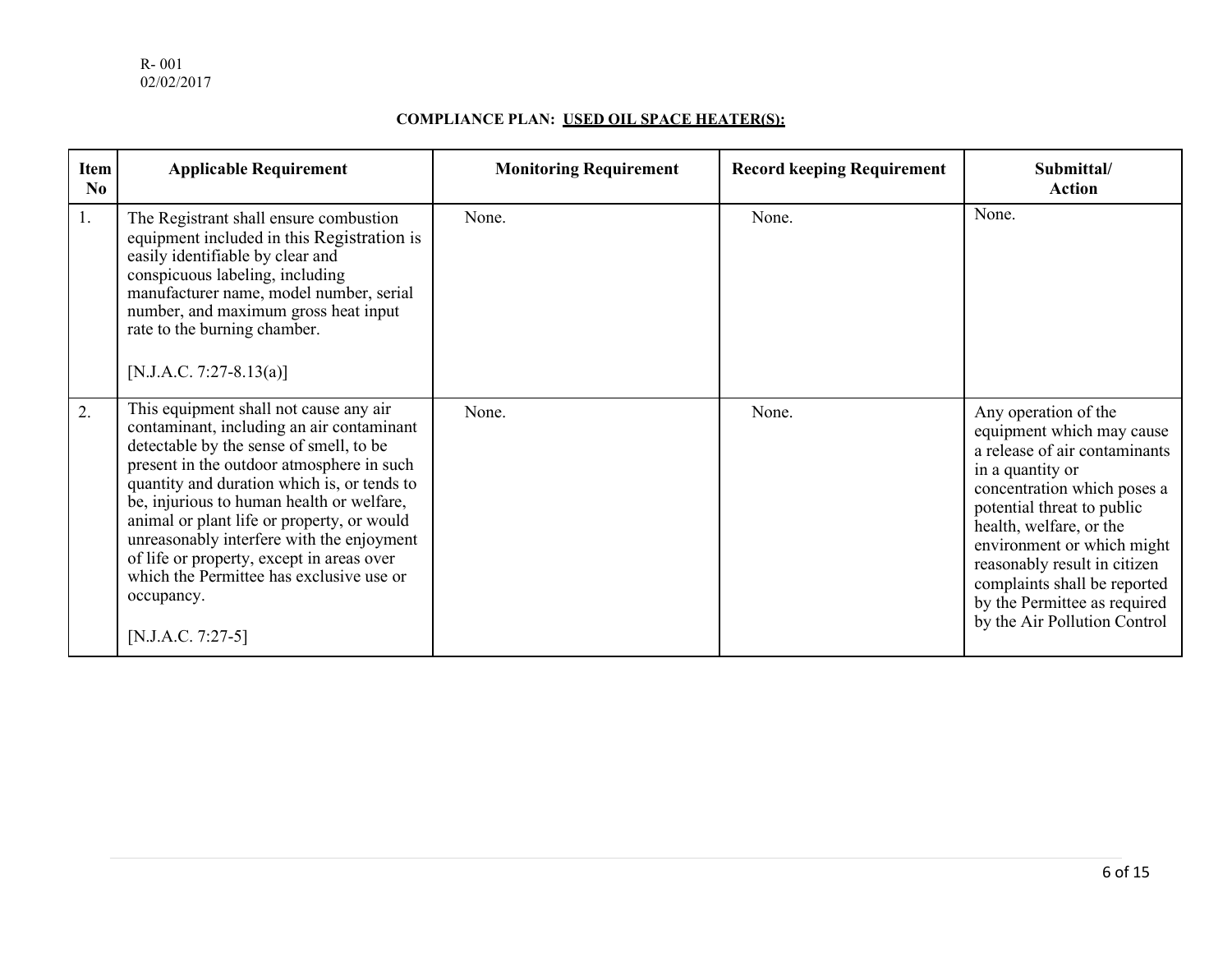R- 001
02/02/2017

**COMPLIANCE PLAN: USED OIL SPACE HEATER(S):**

| Item No | Applicable Requirement | Monitoring Requirement | Record keeping Requirement | Submittal/ Action |
|---|---|---|---|---|
| 1. | The Registrant shall ensure combustion equipment included in this Registration is easily identifiable by clear and conspicuous labeling, including manufacturer name, model number, serial number, and maximum gross heat input rate to the burning chamber. [N.J.A.C. 7:27-8.13(a)] | None. | None. | None. |
| 2. | This equipment shall not cause any air contaminant, including an air contaminant detectable by the sense of smell, to be present in the outdoor atmosphere in such quantity and duration which is, or tends to be, injurious to human health or welfare, animal or plant life or property, or would unreasonably interfere with the enjoyment of life or property, except in areas over which the Permittee has exclusive use or occupancy. [N.J.A.C. 7:27-5] | None. | None. | Any operation of the equipment which may cause a release of air contaminants in a quantity or concentration which poses a potential threat to public health, welfare, or the environment or which might reasonably result in citizen complaints shall be reported by the Permittee as required by the Air Pollution Control |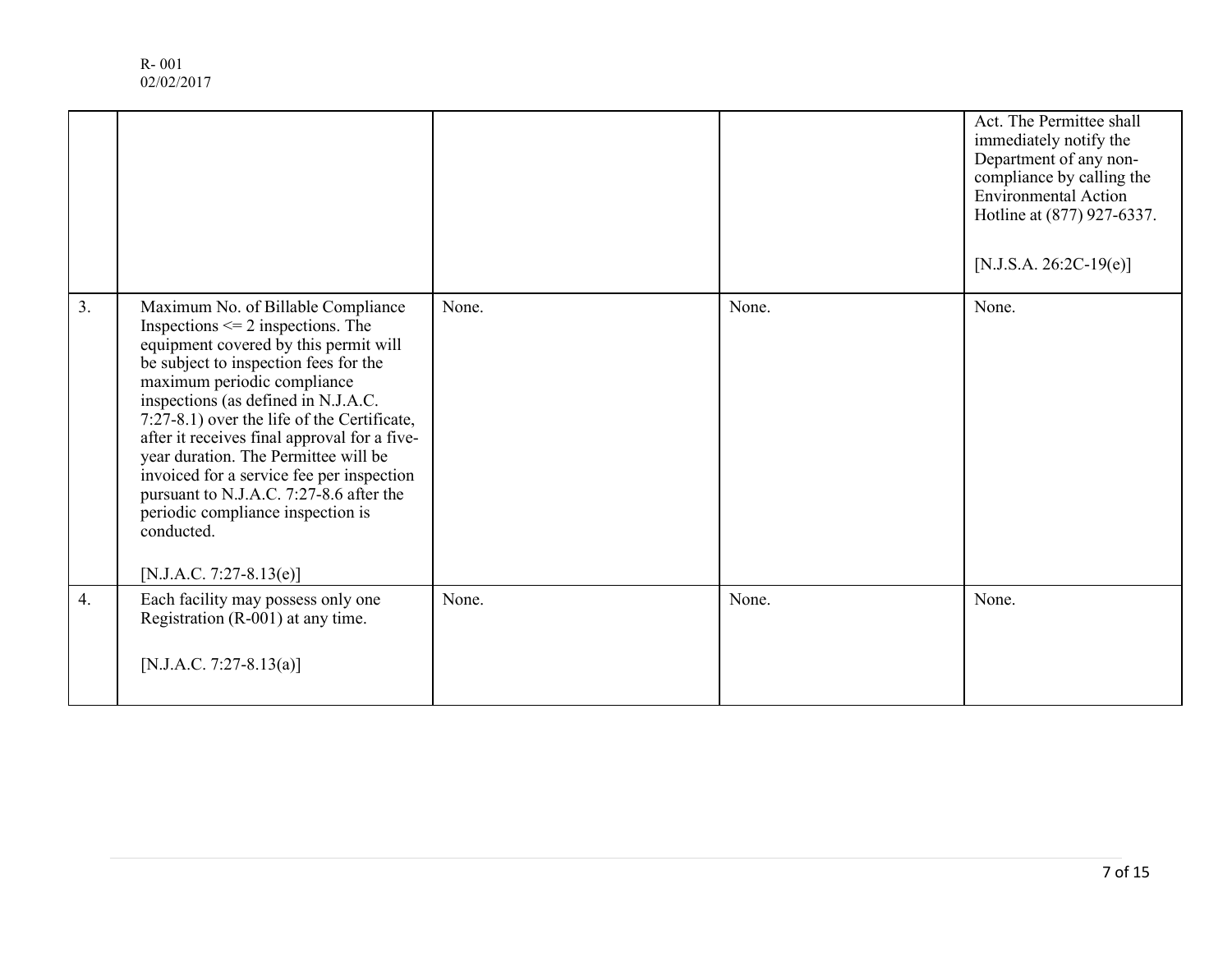| | | | | |
|---|---|---|---|---|
| | | | | Act. The Permittee shall immediately notify the Department of any non-compliance by calling the Environmental Action Hotline at (877) 927-6337.<br><br>[N.J.S.A. 26:2C-19(e)] |
| 3. | Maximum No. of Billable Compliance Inspections <= 2 inspections. The equipment covered by this permit will be subject to inspection fees for the maximum periodic compliance inspections (as defined in N.J.A.C. 7:27-8.1) over the life of the Certificate, after it receives final approval for a five-year duration. The Permittee will be invoiced for a service fee per inspection pursuant to N.J.A.C. 7:27-8.6 after the periodic compliance inspection is conducted.<br><br>[N.J.A.C. 7:27-8.13(e)] | None. | None. | None. |
| 4. | Each facility may possess only one Registration (R-001) at any time.<br><br>[N.J.A.C. 7:27-8.13(a)] | None. | None. | None. |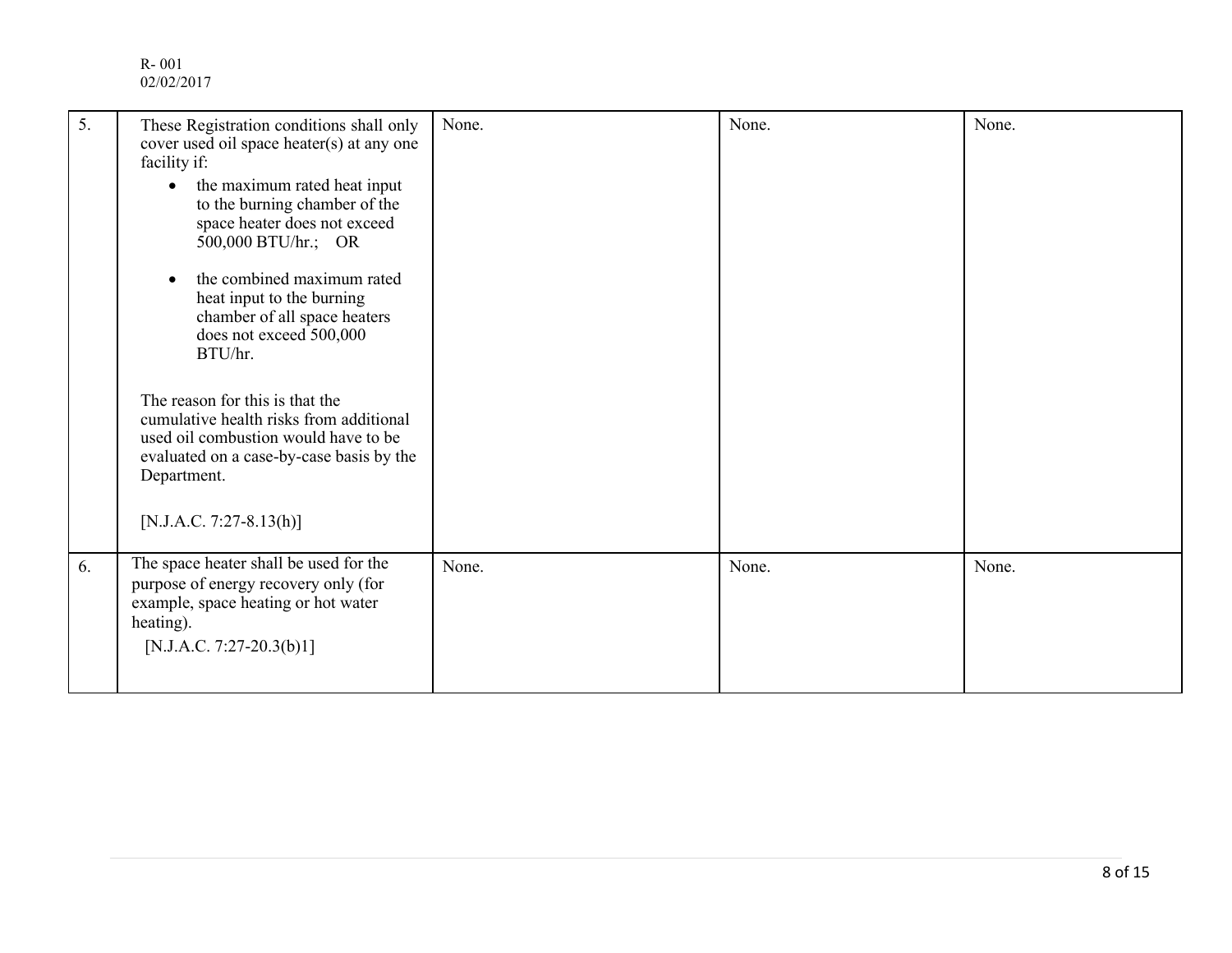R- 001
02/02/2017

| | | | | |
|---|---|---|---|---|
| 5. | These Registration conditions shall only cover used oil space heater(s) at any one facility if:<br>• the maximum rated heat input to the burning chamber of the space heater does not exceed 500,000 BTU/hr.; OR<br>• the combined maximum rated heat input to the burning chamber of all space heaters does not exceed 500,000 BTU/hr.<br><br>The reason for this is that the cumulative health risks from additional used oil combustion would have to be evaluated on a case-by-case basis by the Department.<br><br>[N.J.A.C. 7:27-8.13(h)] | None. | None. | None. |
| 6. | The space heater shall be used for the purpose of energy recovery only (for example, space heating or hot water heating).<br>[N.J.A.C. 7:27-20.3(b)1] | None. | None. | None. |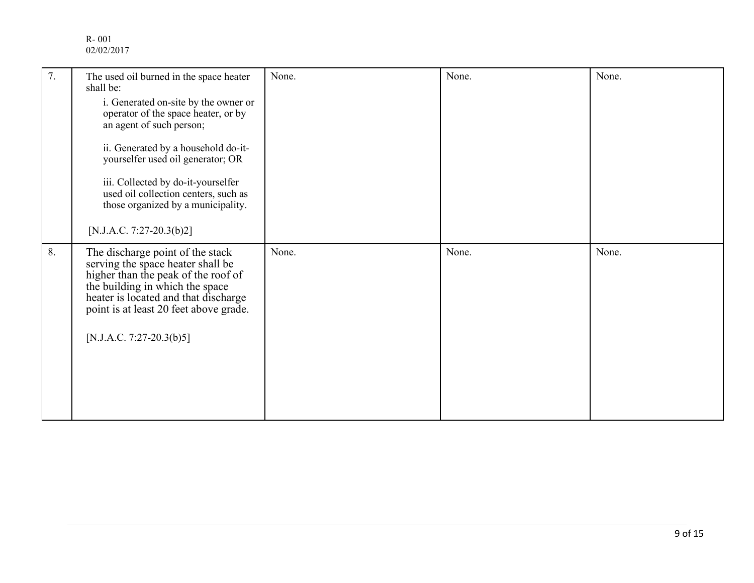| 7. | The used oil burned in the space heater shall be:<br>i. Generated on-site by the owner or operator of the space heater, or by an agent of such person;<br>ii. Generated by a household do-it-yourselfer used oil generator; OR<br>iii. Collected by do-it-yourselfer used oil collection centers, such as those organized by a municipality.<br>[N.J.A.C. 7:27-20.3(b)2] | None. | None. | None. |
|---|---|---|---|---|
| 8. | The discharge point of the stack serving the space heater shall be higher than the peak of the roof of the building in which the space heater is located and that discharge point is at least 20 feet above grade.<br>[N.J.A.C. 7:27-20.3(b)5] | None. | None. | None. |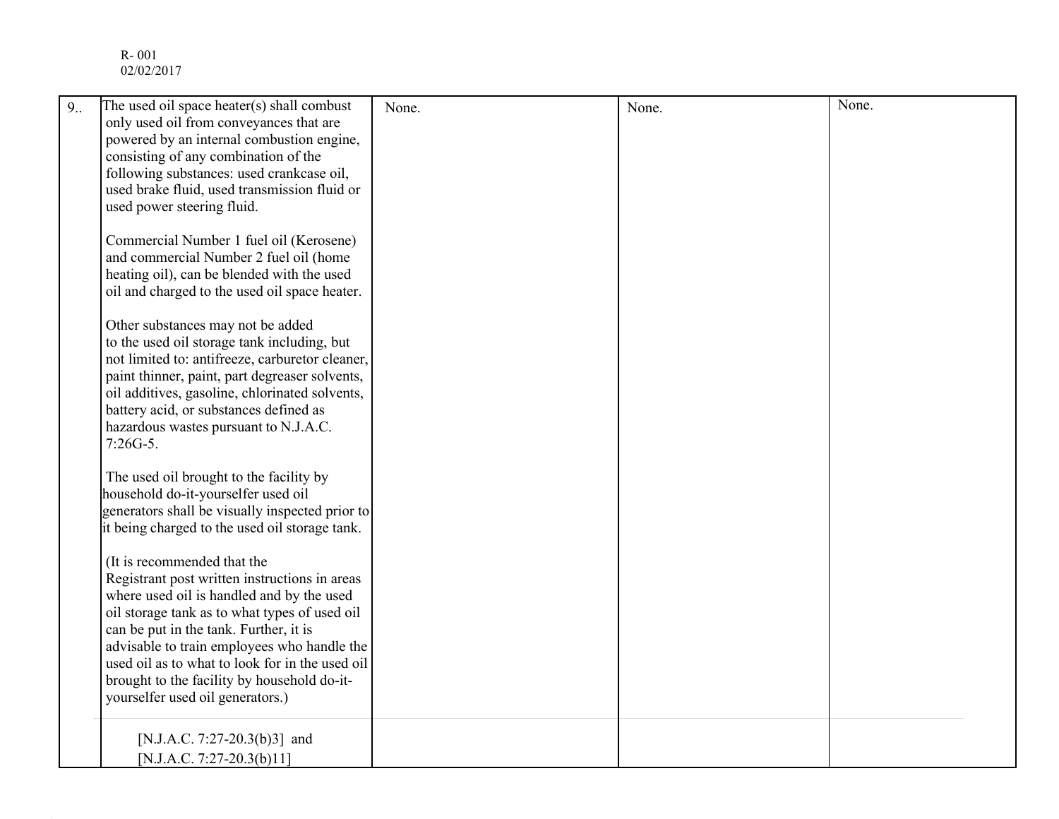| 9.. | The used oil space heater(s) shall combust only used oil from conveyances that are powered by an internal combustion engine, consisting of any combination of the following substances: used crankcase oil, used brake fluid, used transmission fluid or used power steering fluid.<br><br>Commercial Number 1 fuel oil (Kerosene) and commercial Number 2 fuel oil (home heating oil), can be blended with the used oil and charged to the used oil space heater.<br><br>Other substances may not be added to the used oil storage tank including, but not limited to: antifreeze, carburetor cleaner, paint thinner, paint, part degreaser solvents, oil additives, gasoline, chlorinated solvents, battery acid, or substances defined as hazardous wastes pursuant to N.J.A.C. 7:26G-5.<br><br>The used oil brought to the facility by household do-it-yourselfer used oil generators shall be visually inspected prior to it being charged to the used oil storage tank.<br><br>(It is recommended that the Registrant post written instructions in areas where used oil is handled and by the used oil storage tank as to what types of used oil can be put in the tank. Further, it is advisable to train employees who handle the used oil as to what to look for in the used oil brought to the facility by household do-it-yourselfer used oil generators.)<br><br>[N.J.A.C. 7:27-20.3(b)3] and [N.J.A.C. 7:27-20.3(b)11] | None. | None. | None. |
|---|---|---|---|---|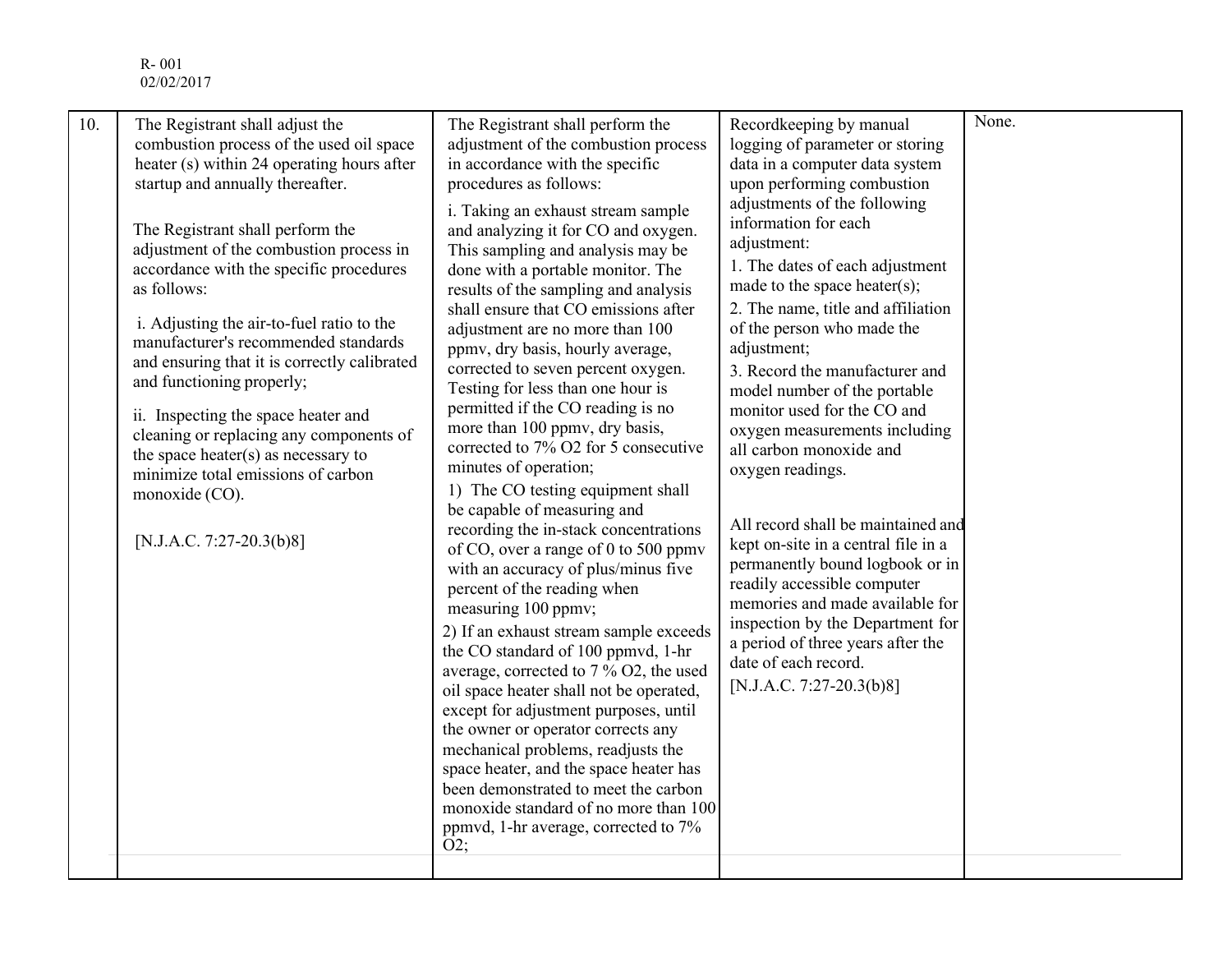| 10. | The Registrant shall adjust the combustion process of the used oil space heater (s) within 24 operating hours after startup and annually thereafter.<br><br>The Registrant shall perform the adjustment of the combustion process in accordance with the specific procedures as follows:<br><br>i. Adjusting the air-to-fuel ratio to the manufacturer's recommended standards and ensuring that it is correctly calibrated and functioning properly;<br><br>ii. Inspecting the space heater and cleaning or replacing any components of the space heater(s) as necessary to minimize total emissions of carbon monoxide (CO).<br><br>[N.J.A.C. 7:27-20.3(b)8] | The Registrant shall perform the adjustment of the combustion process in accordance with the specific procedures as follows:<br><br>i. Taking an exhaust stream sample and analyzing it for CO and oxygen. This sampling and analysis may be done with a portable monitor. The results of the sampling and analysis shall ensure that CO emissions after adjustment are no more than 100 ppmv, dry basis, hourly average, corrected to seven percent oxygen. Testing for less than one hour is permitted if the CO reading is no more than 100 ppmv, dry basis, corrected to 7% $O_2$ for 5 consecutive minutes of operation;<br>1) The CO testing equipment shall be capable of measuring and recording the in-stack concentrations of CO, over a range of 0 to 500 ppmv with an accuracy of plus/minus five percent of the reading when measuring 100 ppmv;<br>2) If an exhaust stream sample exceeds the CO standard of 100 ppmvd, 1-hr average, corrected to 7 % $O_2$, the used oil space heater shall not be operated, except for adjustment purposes, until the owner or operator corrects any mechanical problems, readjusts the space heater, and the space heater has been demonstrated to meet the carbon monoxide standard of no more than 100 ppmvd, 1-hr average, corrected to 7% $O_2$; | Recordkeeping by manual logging of parameter or storing data in a computer data system upon performing combustion adjustments of the following information for each adjustment:<br>1. The dates of each adjustment made to the space heater(s);<br>2. The name, title and affiliation of the person who made the adjustment;<br>3. Record the manufacturer and model number of the portable monitor used for the CO and oxygen measurements including all carbon monoxide and oxygen readings.<br><br>All record shall be maintained and kept on-site in a central file in a permanently bound logbook or in readily accessible computer memories and made available for inspection by the Department for a period of three years after the date of each record.<br>[N.J.A.C. 7:27-20.3(b)8] | None. |
|---|---|---|---|---|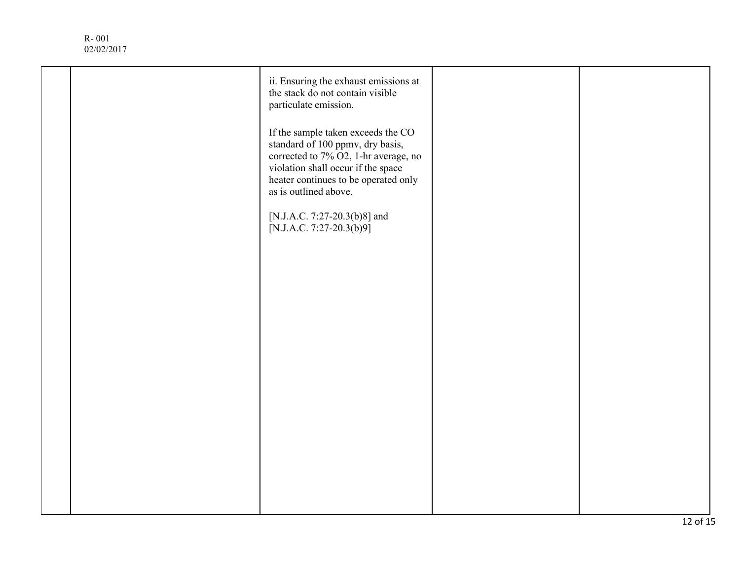| | | | | |
|---|---|---|---|---|
| | | ii. Ensuring the exhaust emissions at the stack do not contain visible particulate emission.<br><br>If the sample taken exceeds the CO standard of 100 ppmv, dry basis, corrected to 7% $O_2$, 1-hr average, no violation shall occur if the space heater continues to be operated only as is outlined above.<br><br>[N.J.A.C. 7:27-20.3(b)8] and [N.J.A.C. 7:27-20.3(b)9] | | |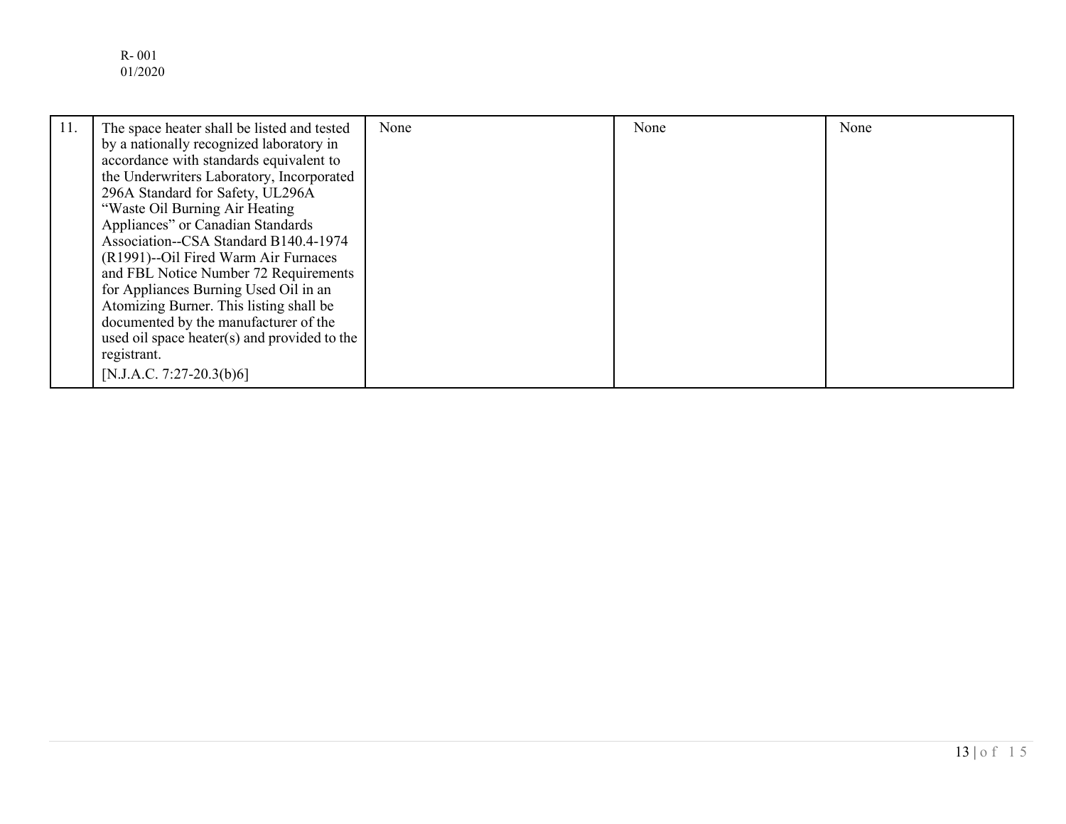| | | | | |
|---|---|---|---|---|
| 11. | The space heater shall be listed and tested by a nationally recognized laboratory in accordance with standards equivalent to the Underwriters Laboratory, Incorporated 296A Standard for Safety, UL296A “Waste Oil Burning Air Heating Appliances” or Canadian Standards Association--CSA Standard B140.4-1974 (R1991)--Oil Fired Warm Air Furnaces and FBL Notice Number 72 Requirements for Appliances Burning Used Oil in an Atomizing Burner. This listing shall be documented by the manufacturer of the used oil space heater(s) and provided to the registrant. [N.J.A.C. 7:27-20.3(b)6] | None | None | None |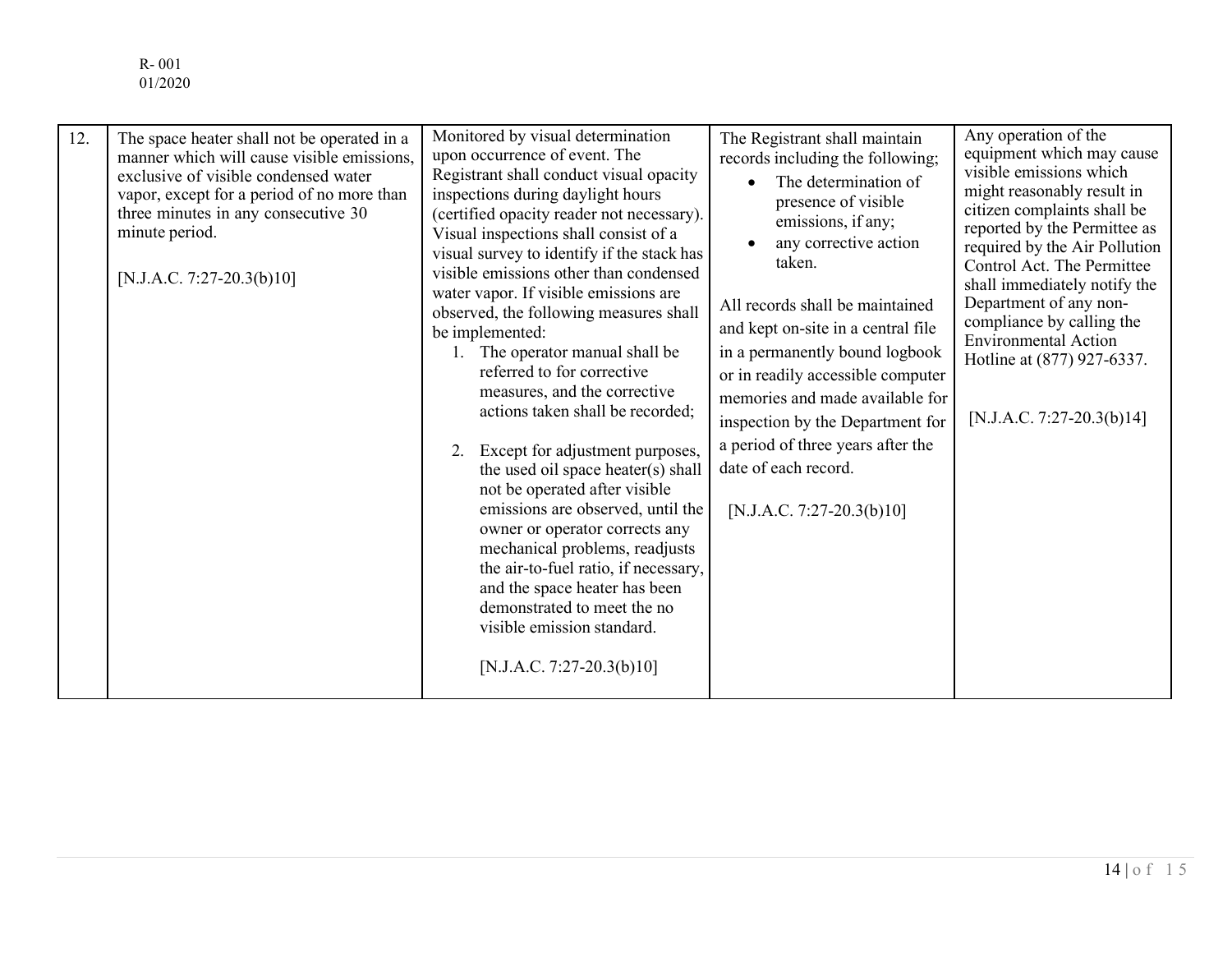R- 001
01/2020

| 12. | The space heater shall not be operated in a manner which will cause visible emissions, exclusive of visible condensed water vapor, except for a period of no more than three minutes in any consecutive 30 minute period.<br><br>[N.J.A.C. 7:27-20.3(b)10] | Monitored by visual determination upon occurrence of event. The Registrant shall conduct visual opacity inspections during daylight hours (certified opacity reader not necessary). Visual inspections shall consist of a visual survey to identify if the stack has visible emissions other than condensed water vapor. If visible emissions are observed, the following measures shall be implemented:<br>1. The operator manual shall be referred to for corrective measures, and the corrective actions taken shall be recorded;<br>2. Except for adjustment purposes, the used oil space heater(s) shall not be operated after visible emissions are observed, until the owner or operator corrects any mechanical problems, readjusts the air-to-fuel ratio, if necessary, and the space heater has been demonstrated to meet the no visible emission standard.<br><br>[N.J.A.C. 7:27-20.3(b)10] | The Registrant shall maintain records including the following;<br>• The determination of presence of visible emissions, if any;<br>• any corrective action taken.<br><br>All records shall be maintained and kept on-site in a central file in a permanently bound logbook or in readily accessible computer memories and made available for inspection by the Department for a period of three years after the date of each record.<br><br>[N.J.A.C. 7:27-20.3(b)10] | Any operation of the equipment which may cause visible emissions which might reasonably result in citizen complaints shall be reported by the Permittee as required by the Air Pollution Control Act. The Permittee shall immediately notify the Department of any non-compliance by calling the Environmental Action Hotline at (877) 927-6337.<br><br>[N.J.A.C. 7:27-20.3(b)14] |
|---|---|---|---|---|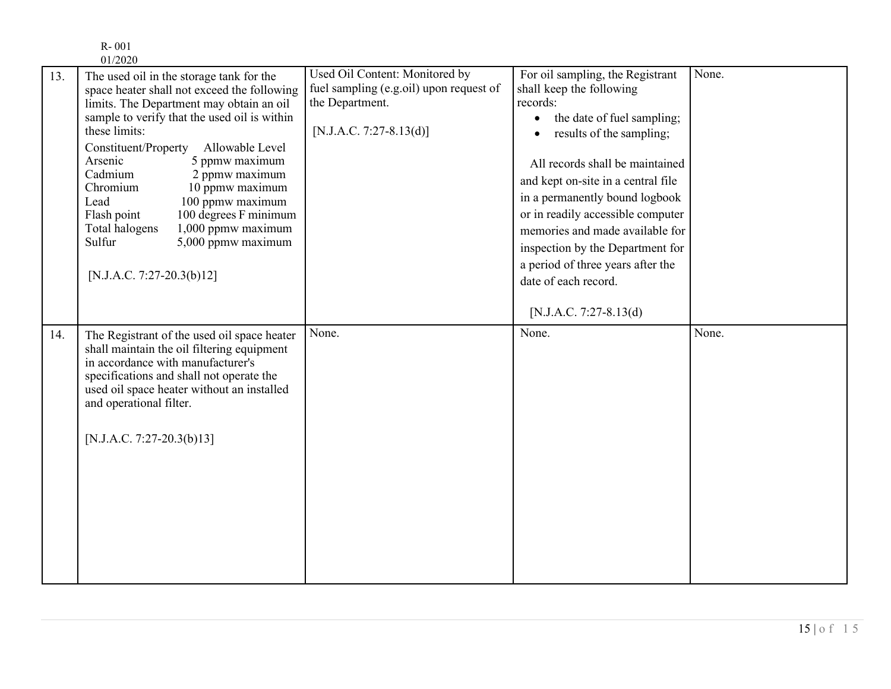| | | | | |
|---|---|---|---|---|
| 13. | The used oil in the storage tank for the space heater shall not exceed the following limits. The Department may obtain an oil sample to verify that the used oil is within these limits:<br>Constituent/Property Allowable Level<br>Arsenic 5 ppmw maximum<br>Cadmium 2 ppmw maximum<br>Chromium 10 ppmw maximum<br>Lead 100 ppmw maximum<br>Flash point 100 degrees F minimum<br>Total halogens 1,000 ppmw maximum<br>Sulfur 5,000 ppmw maximum<br><br>[N.J.A.C. 7:27-20.3(b)12] | Used Oil Content: Monitored by fuel sampling (e.g.oil) upon request of the Department.<br><br>[N.J.A.C. 7:27-8.13(d)] | For oil sampling, the Registrant shall keep the following records:<br>• the date of fuel sampling;<br>• results of the sampling;<br><br>All records shall be maintained and kept on-site in a central file in a permanently bound logbook or in readily accessible computer memories and made available for inspection by the Department for a period of three years after the date of each record.<br><br>[N.J.A.C. 7:27-8.13(d) | None. |
| 14. | The Registrant of the used oil space heater shall maintain the oil filtering equipment in accordance with manufacturer's specifications and shall not operate the used oil space heater without an installed and operational filter.<br><br>[N.J.A.C. 7:27-20.3(b)13] | None. | None. | None. |